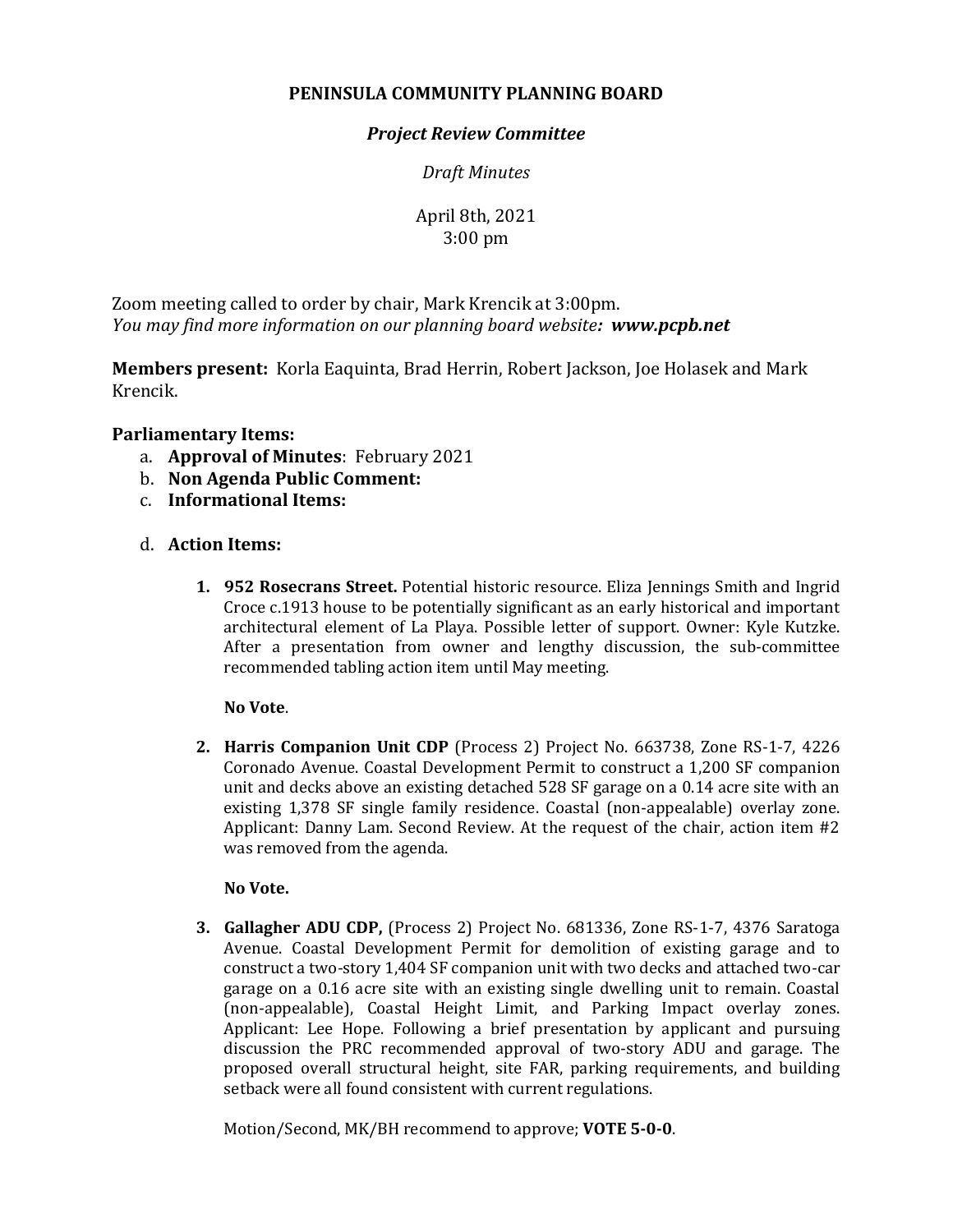# PENINSULA COMMUNITY PLANNING BOARD

## *Project Review Committee*

*Draft Minutes*

April 8th, 2021
3:00 pm

Zoom meeting called to order by chair, Mark Krencik at 3:00pm.
*You may find more information on our planning board website: **www.pcpb.net***

**Members present:** Korla Eaquinta, Brad Herrin, Robert Jackson, Joe Holasek and Mark Krencik.

**Parliamentary Items:**

a. **Approval of Minutes**: February 2021
b. **Non Agenda Public Comment:**
c. **Informational Items:**

d. **Action Items:**

1. **952 Rosecrans Street.** Potential historic resource. Eliza Jennings Smith and Ingrid Croce c.1913 house to be potentially significant as an early historical and important architectural element of La Playa. Possible letter of support. Owner: Kyle Kutzke. After a presentation from owner and lengthy discussion, the sub-committee recommended tabling action item until May meeting.

   **No Vote**.

2. **Harris Companion Unit CDP** (Process 2) Project No. 663738, Zone RS-1-7, 4226 Coronado Avenue. Coastal Development Permit to construct a 1,200 SF companion unit and decks above an existing detached 528 SF garage on a 0.14 acre site with an existing 1,378 SF single family residence. Coastal (non-appealable) overlay zone. Applicant: Danny Lam. Second Review. At the request of the chair, action item #2 was removed from the agenda.

   **No Vote.**

3. **Gallagher ADU CDP,** (Process 2) Project No. 681336, Zone RS-1-7, 4376 Saratoga Avenue. Coastal Development Permit for demolition of existing garage and to construct a two-story 1,404 SF companion unit with two decks and attached two-car garage on a 0.16 acre site with an existing single dwelling unit to remain. Coastal (non-appealable), Coastal Height Limit, and Parking Impact overlay zones. Applicant: Lee Hope. Following a brief presentation by applicant and pursuing discussion the PRC recommended approval of two-story ADU and garage. The proposed overall structural height, site FAR, parking requirements, and building setback were all found consistent with current regulations.

   Motion/Second, MK/BH recommend to approve; **VOTE 5-0-0**.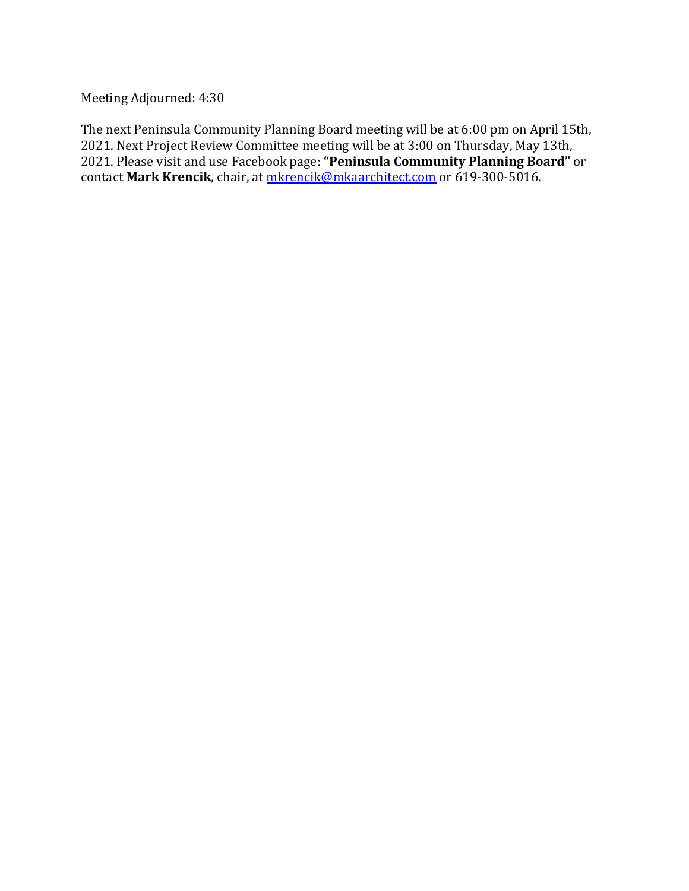Meeting Adjourned: 4:30

The next Peninsula Community Planning Board meeting will be at 6:00 pm on April 15th, 2021. Next Project Review Committee meeting will be at 3:00 on Thursday, May 13th, 2021. Please visit and use Facebook page: **"Peninsula Community Planning Board"** or contact **Mark Krencik**, chair, at [mkrencik@mkaarchitect.com](mailto:mkrencik@mkaarchitect.com) or 619-300-5016.